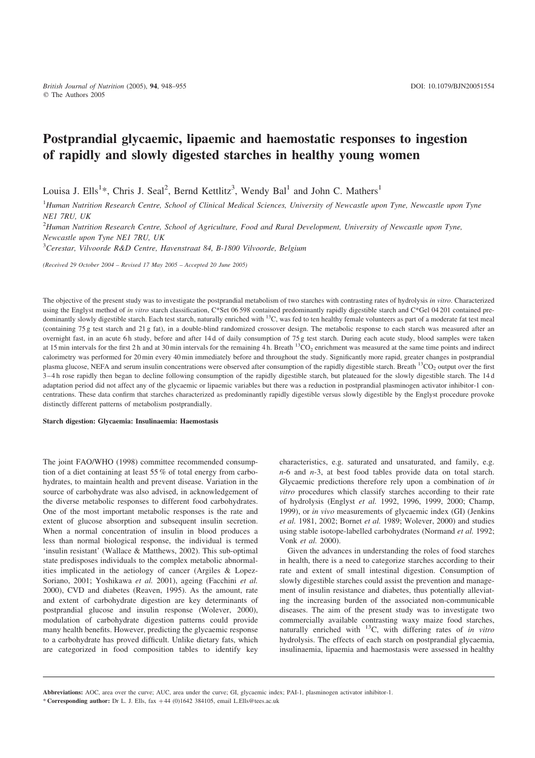# Postprandial glycaemic, lipaemic and haemostatic responses to ingestion of rapidly and slowly digested starches in healthy young women

Louisa J. Ells[1]*, Chris J. Seal[2], Bernd Kettlitz[3], Wendy Bal[1] and John C. Mathers[1]

[1]*Human Nutrition Research Centre, School of Clinical Medical Sciences, University of Newcastle upon Tyne, Newcastle upon Tyne NE1 7RU, UK*

[2]*Human Nutrition Research Centre, School of Agriculture, Food and Rural Development, University of Newcastle upon Tyne, Newcastle upon Tyne NE1 7RU, UK*

[3]*Cerestar, Vilvoorde R&D Centre, Havenstraat 84, B-1800 Vilvoorde, Belgium*

*(Received 29 October 2004 – Revised 17 May 2005 – Accepted 20 June 2005)*

The objective of the present study was to investigate the postprandial metabolism of two starches with contrasting rates of hydrolysis *in vitro*. Characterized using the Englyst method of *in vitro* starch classification, C*Set 06 598 contained predominantly rapidly digestible starch and C*Gel 04 201 contained predominantly slowly digestible starch. Each test starch, naturally enriched with $^{13}C$, was fed to ten healthy female volunteers as part of a moderate fat test meal (containing 75 g test starch and 21 g fat), in a double-blind randomized crossover design. The metabolic response to each starch was measured after an overnight fast, in an acute 6 h study, before and after 14 d of daily consumption of 75 g test starch. During each acute study, blood samples were taken at 15 min intervals for the first 2 h and at 30 min intervals for the remaining 4 h. Breath $^{13}CO_2$ enrichment was measured at the same time points and indirect calorimetry was performed for 20 min every 40 min immediately before and throughout the study. Significantly more rapid, greater changes in postprandial plasma glucose, NEFA and serum insulin concentrations were observed after consumption of the rapidly digestible starch. Breath $^{13}CO_2$ output over the first 3–4 h rose rapidly then began to decline following consumption of the rapidly digestible starch, but plateaued for the slowly digestible starch. The 14 d adaptation period did not affect any of the glycaemic or lipaemic variables but there was a reduction in postprandial plasminogen activator inhibitor-1 concentrations. These data confirm that starches characterized as predominantly rapidly digestible versus slowly digestible by the Englyst procedure provoke distinctly different patterns of metabolism postprandially.

**Starch digestion: Glycaemia: Insulinaemia: Haemostasis**

The joint FAO/WHO (1998) committee recommended consumption of a diet containing at least 55 % of total energy from carbohydrates, to maintain health and prevent disease. Variation in the source of carbohydrate was also advised, in acknowledgement of the diverse metabolic responses to different food carbohydrates. One of the most important metabolic responses is the rate and extent of glucose absorption and subsequent insulin secretion. When a normal concentration of insulin in blood produces a less than normal biological response, the individual is termed 'insulin resistant' (Wallace & Matthews, 2002). This sub-optimal state predisposes individuals to the complex metabolic abnormalities implicated in the aetiology of cancer (Argiles & Lopez-Soriano, 2001; Yoshikawa *et al.* 2001), ageing (Facchini *et al.* 2000), CVD and diabetes (Reaven, 1995). As the amount, rate and extent of carbohydrate digestion are key determinants of postprandial glucose and insulin response (Wolever, 2000), modulation of carbohydrate digestion patterns could provide many health benefits. However, predicting the glycaemic response to a carbohydrate has proved difficult. Unlike dietary fats, which are categorized in food composition tables to identify key characteristics, e.g. saturated and unsaturated, and family, e.g. *n*-6 and *n*-3, at best food tables provide data on total starch. Glycaemic predictions therefore rely upon a combination of *in vitro* procedures which classify starches according to their rate of hydrolysis (Englyst *et al.* 1992, 1996, 1999, 2000; Champ, 1999), or *in vivo* measurements of glycaemic index (GI) (Jenkins *et al.* 1981, 2002; Bornet *et al.* 1989; Wolever, 2000) and studies using stable isotope-labelled carbohydrates (Normand *et al.* 1992; Vonk *et al.* 2000).

Given the advances in understanding the roles of food starches in health, there is a need to categorize starches according to their rate and extent of small intestinal digestion. Consumption of slowly digestible starches could assist the prevention and management of insulin resistance and diabetes, thus potentially alleviating the increasing burden of the associated non-communicable diseases. The aim of the present study was to investigate two commercially available contrasting waxy maize food starches, naturally enriched with $^{13}C$, with differing rates of *in vitro* hydrolysis. The effects of each starch on postprandial glycaemia, insulinaemia, lipaemia and haemostasis were assessed in healthy

**Abbreviations:** AOC, area over the curve; AUC, area under the curve; GI, glycaemic index; PAI-1, plasminogen activator inhibitor-1.

\* **Corresponding author:** Dr L. J. Ells, fax +44 (0)1642 384105, email L.Ells@tees.ac.uk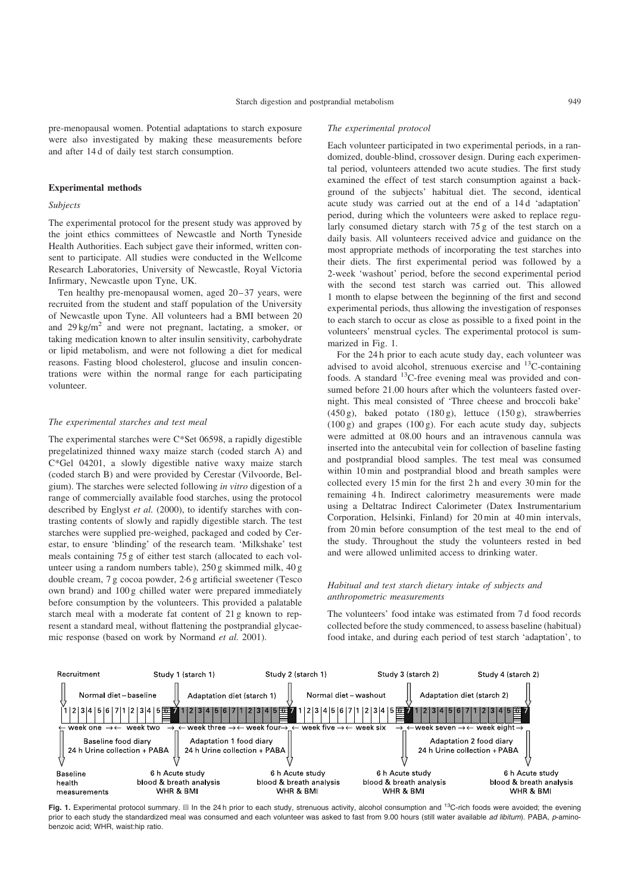pre-menopausal women. Potential adaptations to starch exposure were also investigated by making these measurements before and after 14 d of daily test starch consumption.

## Experimental methods

### *Subjects*

The experimental protocol for the present study was approved by the joint ethics committees of Newcastle and North Tyneside Health Authorities. Each subject gave their informed, written consent to participate. All studies were conducted in the Wellcome Research Laboratories, University of Newcastle, Royal Victoria Infirmary, Newcastle upon Tyne, UK.

Ten healthy pre-menopausal women, aged 20–37 years, were recruited from the student and staff population of the University of Newcastle upon Tyne. All volunteers had a BMI between 20 and 29 kg/m$^2$ and were not pregnant, lactating, a smoker, or taking medication known to alter insulin sensitivity, carbohydrate or lipid metabolism, and were not following a diet for medical reasons. Fasting blood cholesterol, glucose and insulin concentrations were within the normal range for each participating volunteer.

### *The experimental starches and test meal*

The experimental starches were C*Set 06598, a rapidly digestible pregelatinized thinned waxy maize starch (coded starch A) and C*Gel 04201, a slowly digestible native waxy maize starch (coded starch B) and were provided by Cerestar (Vilvoorde, Belgium). The starches were selected following *in vitro* digestion of a range of commercially available food starches, using the protocol described by Englyst *et al.* (2000), to identify starches with contrasting contents of slowly and rapidly digestible starch. The test starches were supplied pre-weighed, packaged and coded by Cerestar, to ensure 'blinding' of the research team. 'Milkshake' test meals containing 75 g of either test starch (allocated to each volunteer using a random numbers table), 250 g skimmed milk, 40 g double cream, 7 g cocoa powder, 2·6 g artificial sweetener (Tesco own brand) and 100 g chilled water were prepared immediately before consumption by the volunteers. This provided a palatable starch meal with a moderate fat content of 21 g known to represent a standard meal, without flattening the postprandial glycaemic response (based on work by Normand *et al.* 2001).

### *The experimental protocol*

Each volunteer participated in two experimental periods, in a randomized, double-blind, crossover design. During each experimental period, volunteers attended two acute studies. The first study examined the effect of test starch consumption against a background of the subjects' habitual diet. The second, identical acute study was carried out at the end of a 14 d 'adaptation' period, during which the volunteers were asked to replace regularly consumed dietary starch with 75 g of the test starch on a daily basis. All volunteers received advice and guidance on the most appropriate methods of incorporating the test starches into their diets. The first experimental period was followed by a 2-week 'washout' period, before the second experimental period with the second test starch was carried out. This allowed 1 month to elapse between the beginning of the first and second experimental periods, thus allowing the investigation of responses to each starch to occur as close as possible to a fixed point in the volunteers' menstrual cycles. The experimental protocol is summarized in Fig. 1.

For the 24 h prior to each acute study day, each volunteer was advised to avoid alcohol, strenuous exercise and $^{13}$C-containing foods. A standard $^{13}$C-free evening meal was provided and consumed before 21.00 hours after which the volunteers fasted overnight. This meal consisted of 'Three cheese and broccoli bake' (450 g), baked potato (180 g), lettuce (150 g), strawberries (100 g) and grapes (100 g). For each acute study day, subjects were admitted at 08.00 hours and an intravenous cannula was inserted into the antecubital vein for collection of baseline fasting and postprandial blood samples. The test meal was consumed within 10 min and postprandial blood and breath samples were collected every 15 min for the first 2 h and every 30 min for the remaining 4 h. Indirect calorimetry measurements were made using a Deltatrac Indirect Calorimeter (Datex Instrumentarium Corporation, Helsinki, Finland) for 20 min at 40 min intervals, from 20 min before consumption of the test meal to the end of the study. Throughout the study the volunteers rested in bed and were allowed unlimited access to drinking water.

### *Habitual and test starch dietary intake of subjects and anthropometric measurements*

The volunteers' food intake was estimated from 7 d food records collected before the study commenced, to assess baseline (habitual) food intake, and during each period of test starch 'adaptation', to

Recruitment | Study 1 (starch 1) | Study 2 (starch 1) | Study 3 (starch 2) | Study 4 (starch 2)

Normal diet – baseline | Adaptation diet (starch 1) | Normal diet – washout | Adaptation diet (starch 2)

← week one → ← week two → ← week three → ← week four → ← week five → ← week six → ← week seven → ← week eight →

Baseline food diary, 24 h Urine collection + PABA | Adaptation 1 food diary, 24 h Urine collection + PABA | Adaptation 2 food diary, 24 h Urine collection + PABA

Baseline health measurements | 6 h Acute study, blood & breath analysis, WHR & BMI | 6 h Acute study, blood & breath analysis, WHR & BMI | 6 h Acute study, blood & breath analysis, WHR & BMI | 6 h Acute study, blood & breath analysis, WHR & BMI

**Fig. 1.** Experimental protocol summary. ▤ In the 24 h prior to each study, strenuous activity, alcohol consumption and $^{13}$C-rich foods were avoided; the evening prior to each study the standardized meal was consumed and each volunteer was asked to fast from 9.00 hours (still water available *ad libitum*). PABA, *p*-aminobenzoic acid; WHR, waist:hip ratio.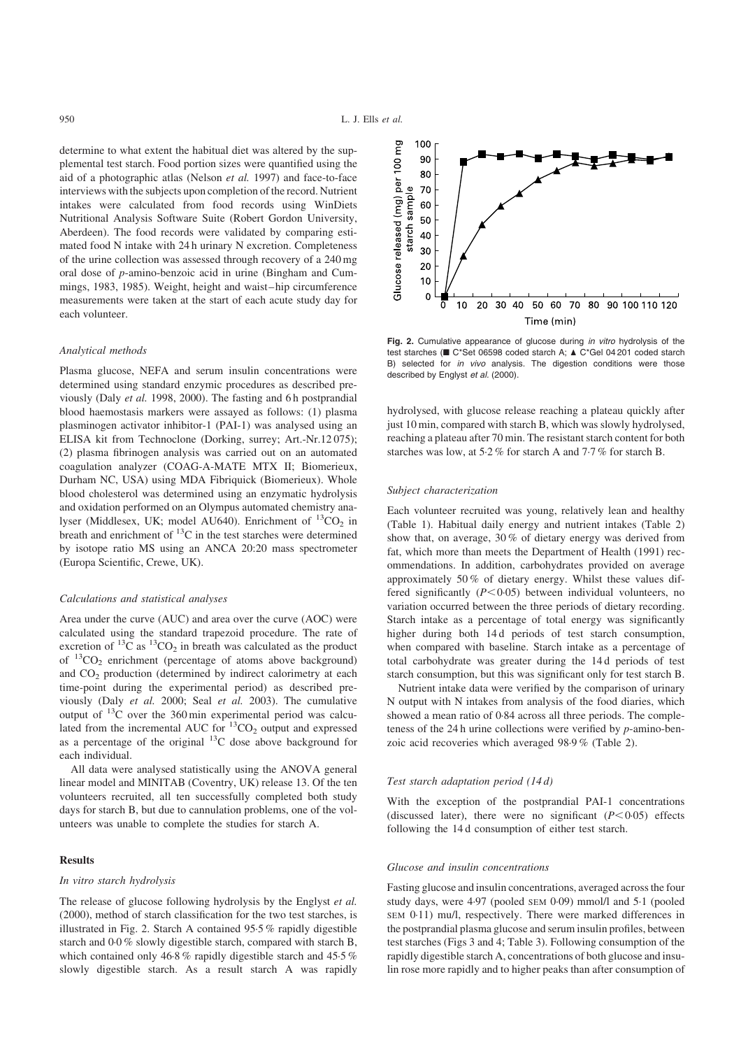determine to what extent the habitual diet was altered by the supplemental test starch. Food portion sizes were quantified using the aid of a photographic atlas (Nelson *et al.* 1997) and face-to-face interviews with the subjects upon completion of the record. Nutrient intakes were calculated from food records using WinDiets Nutritional Analysis Software Suite (Robert Gordon University, Aberdeen). The food records were validated by comparing estimated food N intake with 24 h urinary N excretion. Completeness of the urine collection was assessed through recovery of a 240 mg oral dose of *p*-amino-benzoic acid in urine (Bingham and Cummings, 1983, 1985). Weight, height and waist–hip circumference measurements were taken at the start of each acute study day for each volunteer.

### *Analytical methods*

Plasma glucose, NEFA and serum insulin concentrations were determined using standard enzymic procedures as described previously (Daly *et al.* 1998, 2000). The fasting and 6 h postprandial blood haemostasis markers were assayed as follows: (1) plasma plasminogen activator inhibitor-1 (PAI-1) was analysed using an ELISA kit from Technoclone (Dorking, surrey; Art.-Nr.12 075); (2) plasma fibrinogen analysis was carried out on an automated coagulation analyzer (COAG-A-MATE MTX II; Biomerieux, Durham NC, USA) using MDA Fibriquick (Biomerieux). Whole blood cholesterol was determined using an enzymatic hydrolysis and oxidation performed on an Olympus automated chemistry analyser (Middlesex, UK; model AU640). Enrichment of $^{13}CO_2$ in breath and enrichment of $^{13}C$ in the test starches were determined by isotope ratio MS using an ANCA 20:20 mass spectrometer (Europa Scientific, Crewe, UK).

### *Calculations and statistical analyses*

Area under the curve (AUC) and area over the curve (AOC) were calculated using the standard trapezoid procedure. The rate of excretion of $^{13}C$ as $^{13}CO_2$ in breath was calculated as the product of $^{13}CO_2$ enrichment (percentage of atoms above background) and $CO_2$ production (determined by indirect calorimetry at each time-point during the experimental period) as described previously (Daly *et al.* 2000; Seal *et al.* 2003). The cumulative output of $^{13}C$ over the 360 min experimental period was calculated from the incremental AUC for $^{13}CO_2$ output and expressed as a percentage of the original $^{13}C$ dose above background for each individual.

All data were analysed statistically using the ANOVA general linear model and MINITAB (Coventry, UK) release 13. Of the ten volunteers recruited, all ten successfully completed both study days for starch B, but due to cannulation problems, one of the volunteers was unable to complete the studies for starch A.

## Results

### *In vitro starch hydrolysis*

The release of glucose following hydrolysis by the Englyst *et al.* (2000), method of starch classification for the two test starches, is illustrated in Fig. 2. Starch A contained 95·5 % rapidly digestible starch and 0·0 % slowly digestible starch, compared with starch B, which contained only 46·8 % rapidly digestible starch and 45·5 % slowly digestible starch. As a result starch A was rapidly hydrolysed, with glucose release reaching a plateau quickly after just 10 min, compared with starch B, which was slowly hydrolysed, reaching a plateau after 70 min. The resistant starch content for both starches was low, at 5·2 % for starch A and 7·7 % for starch B.

**Fig. 2.** Cumulative appearance of glucose during *in vitro* hydrolysis of the test starches (■ C*Set 06598 coded starch A; ▲ C*Gel 04 201 coded starch B) selected for *in vivo* analysis. The digestion conditions were those described by Englyst *et al.* (2000).

### *Subject characterization*

Each volunteer recruited was young, relatively lean and healthy (Table 1). Habitual daily energy and nutrient intakes (Table 2) show that, on average, 30 % of dietary energy was derived from fat, which more than meets the Department of Health (1991) recommendations. In addition, carbohydrates provided on average approximately 50 % of dietary energy. Whilst these values differed significantly ($P < 0.05$) between individual volunteers, no variation occurred between the three periods of dietary recording. Starch intake as a percentage of total energy was significantly higher during both 14 d periods of test starch consumption, when compared with baseline. Starch intake as a percentage of total carbohydrate was greater during the 14 d periods of test starch consumption, but this was significant only for test starch B.

Nutrient intake data were verified by the comparison of urinary N output with N intakes from analysis of the food diaries, which showed a mean ratio of 0·84 across all three periods. The completeness of the 24 h urine collections were verified by *p*-amino-benzoic acid recoveries which averaged 98·9 % (Table 2).

### *Test starch adaptation period (14 d)*

With the exception of the postprandial PAI-1 concentrations (discussed later), there were no significant ($P < 0.05$) effects following the 14 d consumption of either test starch.

### *Glucose and insulin concentrations*

Fasting glucose and insulin concentrations, averaged across the four study days, were 4·97 (pooled SEM 0·09) mmol/l and 5·1 (pooled SEM 0·11) mu/l, respectively. There were marked differences in the postprandial plasma glucose and serum insulin profiles, between test starches (Figs 3 and 4; Table 3). Following consumption of the rapidly digestible starch A, concentrations of both glucose and insulin rose more rapidly and to higher peaks than after consumption of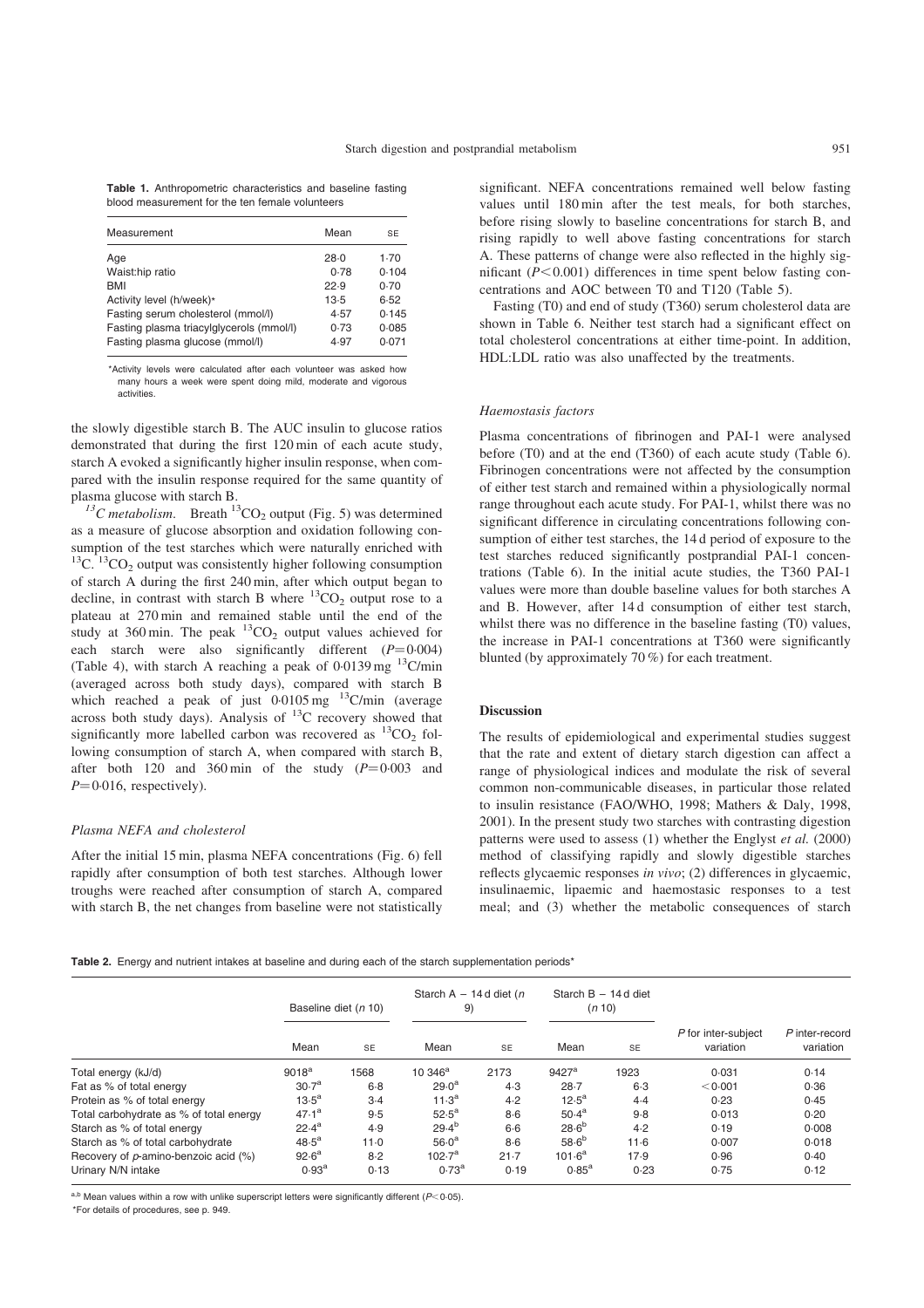**Table 1.** Anthropometric characteristics and baseline fasting blood measurement for the ten female volunteers

| Measurement | Mean | SE |
|---|---|---|
| Age | 28·0 | 1·70 |
| Waist:hip ratio | 0·78 | 0·104 |
| BMI | 22·9 | 0·70 |
| Activity level (h/week)* | 13·5 | 6·52 |
| Fasting serum cholesterol (mmol/l) | 4·57 | 0·145 |
| Fasting plasma triacylglycerols (mmol/l) | 0·73 | 0·085 |
| Fasting plasma glucose (mmol/l) | 4·97 | 0·071 |

*Activity levels were calculated after each volunteer was asked how many hours a week were spent doing mild, moderate and vigorous activities.

the slowly digestible starch B. The AUC insulin to glucose ratios demonstrated that during the first 120 min of each acute study, starch A evoked a significantly higher insulin response, when compared with the insulin response required for the same quantity of plasma glucose with starch B.

*$^{13}C$ metabolism.* Breath $^{13}CO_2$ output (Fig. 5) was determined as a measure of glucose absorption and oxidation following consumption of the test starches which were naturally enriched with $^{13}C$. $^{13}CO_2$ output was consistently higher following consumption of starch A during the first 240 min, after which output began to decline, in contrast with starch B where $^{13}CO_2$ output rose to a plateau at 270 min and remained stable until the end of the study at 360 min. The peak $^{13}CO_2$ output values achieved for each starch were also significantly different ($P=0·004$) (Table 4), with starch A reaching a peak of 0·0139 mg $^{13}C$/min (averaged across both study days), compared with starch B which reached a peak of just 0·0105 mg $^{13}C$/min (average across both study days). Analysis of $^{13}C$ recovery showed that significantly more labelled carbon was recovered as $^{13}CO_2$ following consumption of starch A, when compared with starch B, after both 120 and 360 min of the study ($P=0·003$ and $P=0·016$, respectively).

### *Plasma NEFA and cholesterol*

After the initial 15 min, plasma NEFA concentrations (Fig. 6) fell rapidly after consumption of both test starches. Although lower troughs were reached after consumption of starch A, compared with starch B, the net changes from baseline were not statistically significant. NEFA concentrations remained well below fasting values until 180 min after the test meals, for both starches, before rising slowly to baseline concentrations for starch B, and rising rapidly to well above fasting concentrations for starch A. These patterns of change were also reflected in the highly significant ($P<0·001$) differences in time spent below fasting concentrations and AOC between T0 and T120 (Table 5).

Fasting (T0) and end of study (T360) serum cholesterol data are shown in Table 6. Neither test starch had a significant effect on total cholesterol concentrations at either time-point. In addition, HDL:LDL ratio was also unaffected by the treatments.

### *Haemostasis factors*

Plasma concentrations of fibrinogen and PAI-1 were analysed before (T0) and at the end (T360) of each acute study (Table 6). Fibrinogen concentrations were not affected by the consumption of either test starch and remained within a physiologically normal range throughout each acute study. For PAI-1, whilst there was no significant difference in circulating concentrations following consumption of either test starches, the 14 d period of exposure to the test starches reduced significantly postprandial PAI-1 concentrations (Table 6). In the initial acute studies, the T360 PAI-1 values were more than double baseline values for both starches A and B. However, after 14 d consumption of either test starch, whilst there was no difference in the baseline fasting (T0) values, the increase in PAI-1 concentrations at T360 were significantly blunted (by approximately 70 %) for each treatment.

## Discussion

The results of epidemiological and experimental studies suggest that the rate and extent of dietary starch digestion can affect a range of physiological indices and modulate the risk of several common non-communicable diseases, in particular those related to insulin resistance (FAO/WHO, 1998; Mathers & Daly, 1998, 2001). In the present study two starches with contrasting digestion patterns were used to assess (1) whether the Englyst *et al.* (2000) method of classifying rapidly and slowly digestible starches reflects glycaemic responses *in vivo*; (2) differences in glycaemic, insulinaemic, lipaemic and haemostasic responses to a test meal; and (3) whether the metabolic consequences of starch

**Table 2.** Energy and nutrient intakes at baseline and during each of the starch supplementation periods*

| | Baseline diet (n 10) | | Starch A – 14 d diet (n 9) | | Starch B – 14 d diet (n 10) | | | |
|---|---|---|---|---|---|---|---|---|
| | Mean | SE | Mean | SE | Mean | SE | P for inter-subject variation | P inter-record variation |
| Total energy (kJ/d) | 9018[a] | 1568 | 10 346[a] | 2173 | 9427[a] | 1923 | 0·031 | 0·14 |
| Fat as % of total energy | 30·7[a] | 6·8 | 29·0[a] | 4·3 | 28·7 | 6·3 | <0·001 | 0·36 |
| Protein as % of total energy | 13·5[a] | 3·4 | 11·3[a] | 4·2 | 12·5[a] | 4·4 | 0·23 | 0·45 |
| Total carbohydrate as % of total energy | 47·1[a] | 9·5 | 52·5[a] | 8·6 | 50·4[a] | 9·8 | 0·013 | 0·20 |
| Starch as % of total energy | 22·4[a] | 4·9 | 29·4[b] | 6·6 | 28·6[b] | 4·2 | 0·19 | 0·008 |
| Starch as % of total carbohydrate | 48·5[a] | 11·0 | 56·0[a] | 8·6 | 58·6[b] | 11·6 | 0·007 | 0·018 |
| Recovery of p-amino-benzoic acid (%) | 92·6[a] | 8·2 | 102·7[a] | 21·7 | 101·6[a] | 17·9 | 0·96 | 0·40 |
| Urinary N/N intake | 0·93[a] | 0·13 | 0·73[a] | 0·19 | 0·85[a] | 0·23 | 0·75 | 0·12 |

a,b Mean values within a row with unlike superscript letters were significantly different ($P<0·05$).

*For details of procedures, see p. 949.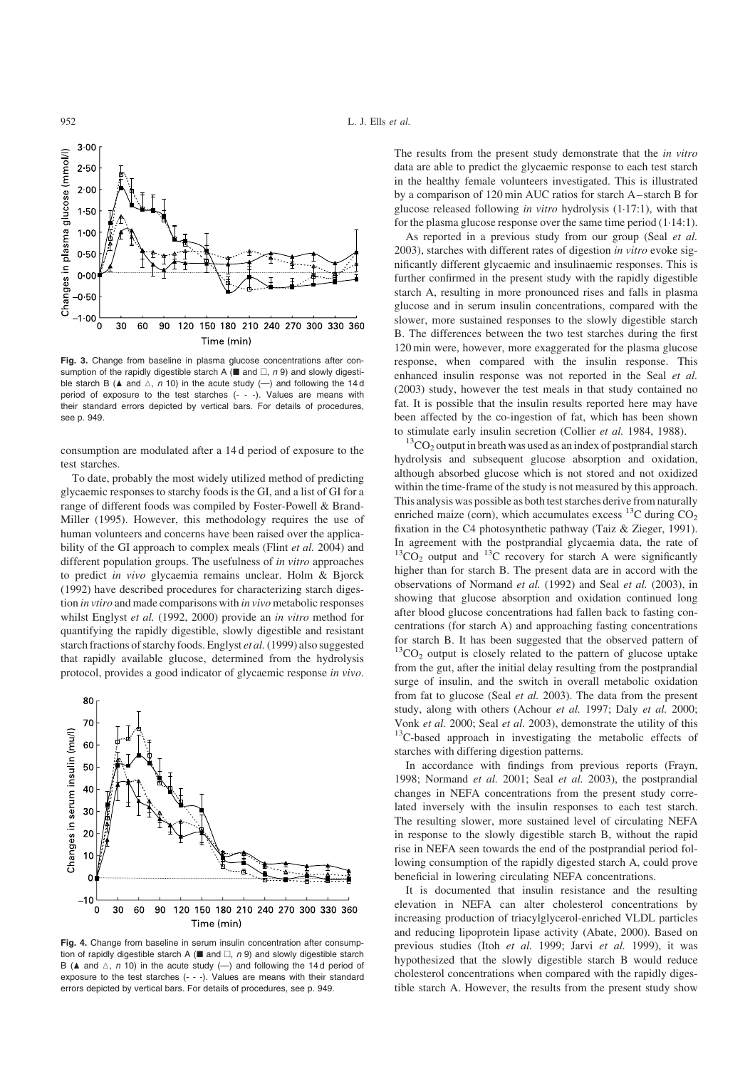**Fig. 3.** Change from baseline in plasma glucose concentrations after consumption of the rapidly digestible starch A (■ and □, *n* 9) and slowly digestible starch B (▲ and △, *n* 10) in the acute study (—) and following the 14 d period of exposure to the test starches (- - -). Values are means with their standard errors depicted by vertical bars. For details of procedures, see p. 949.

consumption are modulated after a 14 d period of exposure to the test starches.

To date, probably the most widely utilized method of predicting glycaemic responses to starchy foods is the GI, and a list of GI for a range of different foods was compiled by Foster-Powell & Brand-Miller (1995). However, this methodology requires the use of human volunteers and concerns have been raised over the applicability of the GI approach to complex meals (Flint *et al.* 2004) and different population groups. The usefulness of *in vitro* approaches to predict *in vivo* glycaemia remains unclear. Holm & Bjorck (1992) have described procedures for characterizing starch digestion *in vtiro* and made comparisons with *in vivo* metabolic responses whilst Englyst *et al.* (1992, 2000) provide an *in vitro* method for quantifying the rapidly digestible, slowly digestible and resistant starch fractions of starchy foods. Englyst *et al.* (1999) also suggested that rapidly available glucose, determined from the hydrolysis protocol, provides a good indicator of glycaemic response *in vivo*.

**Fig. 4.** Change from baseline in serum insulin concentration after consumption of rapidly digestible starch A (■ and □, *n* 9) and slowly digestible starch B (▲ and △, *n* 10) in the acute study (—) and following the 14 d period of exposure to the test starches (- - -). Values are means with their standard errors depicted by vertical bars. For details of procedures, see p. 949.

The results from the present study demonstrate that the *in vitro* data are able to predict the glycaemic response to each test starch in the healthy female volunteers investigated. This is illustrated by a comparison of 120 min AUC ratios for starch A–starch B for glucose released following *in vitro* hydrolysis (1·17:1), with that for the plasma glucose response over the same time period (1·14:1).

As reported in a previous study from our group (Seal *et al.* 2003), starches with different rates of digestion *in vitro* evoke significantly different glycaemic and insulinaemic responses. This is further confirmed in the present study with the rapidly digestible starch A, resulting in more pronounced rises and falls in plasma glucose and in serum insulin concentrations, compared with the slower, more sustained responses to the slowly digestible starch B. The differences between the two test starches during the first 120 min were, however, more exaggerated for the plasma glucose response, when compared with the insulin response. This enhanced insulin response was not reported in the Seal *et al.* (2003) study, however the test meals in that study contained no fat. It is possible that the insulin results reported here may have been affected by the co-ingestion of fat, which has been shown to stimulate early insulin secretion (Collier *et al.* 1984, 1988).

$^{13}CO_2$ output in breath was used as an index of postprandial starch hydrolysis and subsequent glucose absorption and oxidation, although absorbed glucose which is not stored and not oxidized within the time-frame of the study is not measured by this approach. This analysis was possible as both test starches derive from naturally enriched maize (corn), which accumulates excess $^{13}C$ during $CO_2$ fixation in the C4 photosynthetic pathway (Taiz & Zieger, 1991). In agreement with the postprandial glycaemia data, the rate of $^{13}CO_2$ output and $^{13}C$ recovery for starch A were significantly higher than for starch B. The present data are in accord with the observations of Normand *et al.* (1992) and Seal *et al.* (2003), in showing that glucose absorption and oxidation continued long after blood glucose concentrations had fallen back to fasting concentrations (for starch A) and approaching fasting concentrations for starch B. It has been suggested that the observed pattern of $^{13}CO_2$ output is closely related to the pattern of glucose uptake from the gut, after the initial delay resulting from the postprandial surge of insulin, and the switch in overall metabolic oxidation from fat to glucose (Seal *et al.* 2003). The data from the present study, along with others (Achour *et al.* 1997; Daly *et al.* 2000; Vonk *et al.* 2000; Seal *et al.* 2003), demonstrate the utility of this $^{13}C$-based approach in investigating the metabolic effects of starches with differing digestion patterns.

In accordance with findings from previous reports (Frayn, 1998; Normand *et al.* 2001; Seal *et al.* 2003), the postprandial changes in NEFA concentrations from the present study correlated inversely with the insulin responses to each test starch. The resulting slower, more sustained level of circulating NEFA in response to the slowly digestible starch B, without the rapid rise in NEFA seen towards the end of the postprandial period following consumption of the rapidly digested starch A, could prove beneficial in lowering circulating NEFA concentrations.

It is documented that insulin resistance and the resulting elevation in NEFA can alter cholesterol concentrations by increasing production of triacylglycerol-enriched VLDL particles and reducing lipoprotein lipase activity (Abate, 2000). Based on previous studies (Itoh *et al.* 1999; Jarvi *et al.* 1999), it was hypothesized that the slowly digestible starch B would reduce cholesterol concentrations when compared with the rapidly digestible starch A. However, the results from the present study show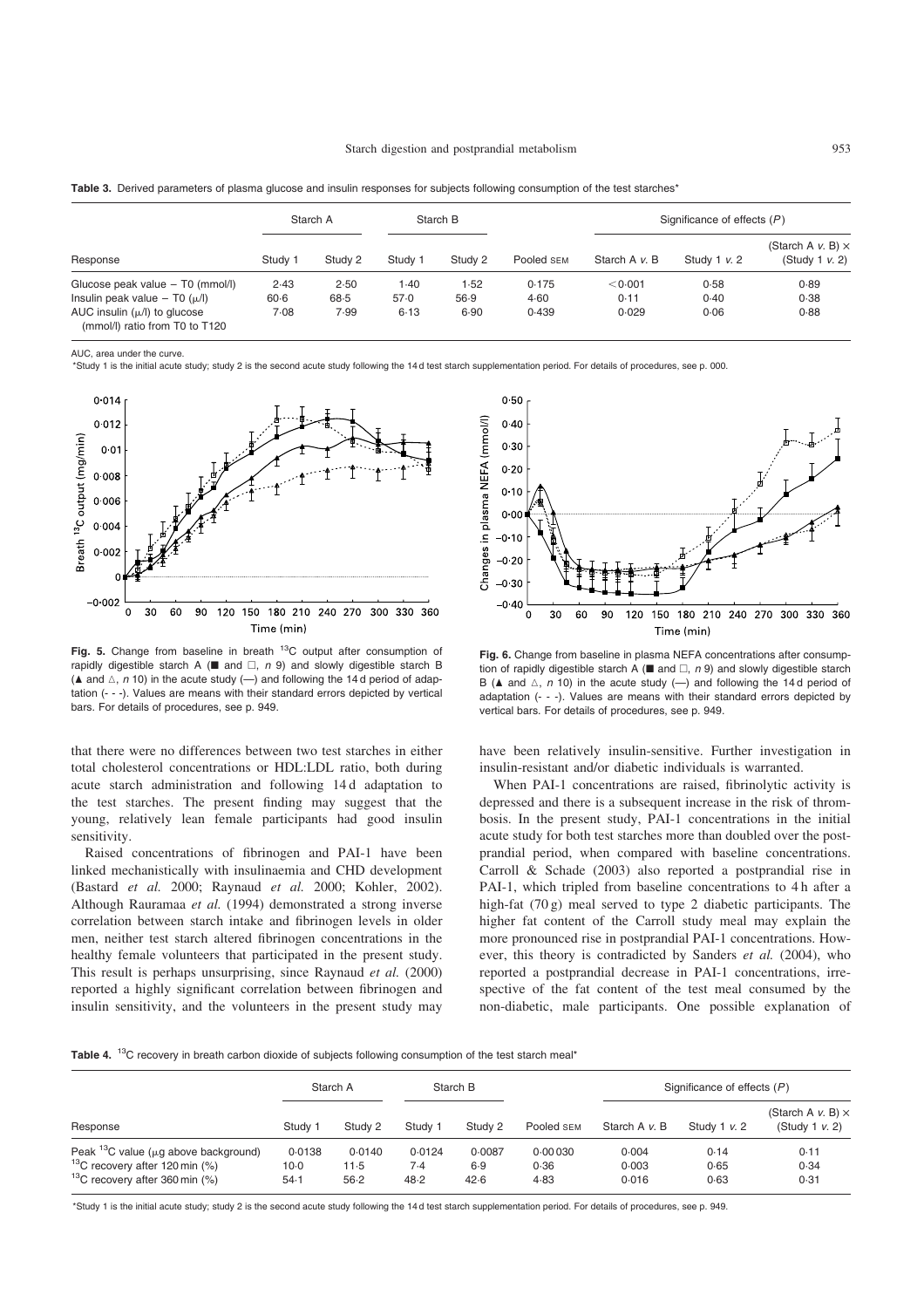**Table 3.** Derived parameters of plasma glucose and insulin responses for subjects following consumption of the test starches*

| Response | Starch A | | Starch B | | Pooled SEM | Significance of effects (*P*) | | |
|---|---|---|---|---|---|---|---|---|
| | Study 1 | Study 2 | Study 1 | Study 2 | | Starch A *v.* B | Study 1 *v.* 2 | (Starch A *v.* B) × (Study 1 *v.* 2) |
| Glucose peak value − T0 (mmol/l) | 2·43 | 2·50 | 1·40 | 1·52 | 0·175 | <0·001 | 0·58 | 0·89 |
| Insulin peak value − T0 (μ/l) | 60·6 | 68·5 | 57·0 | 56·9 | 4·60 | 0·11 | 0·40 | 0·38 |
| AUC insulin (μ/l) to glucose (mmol/l) ratio from T0 to T120 | 7·08 | 7·99 | 6·13 | 6·90 | 0·439 | 0·029 | 0·06 | 0·88 |

AUC, area under the curve.

*Study 1 is the initial acute study; study 2 is the second acute study following the 14 d test starch supplementation period. For details of procedures, see p. 000.

**Fig. 5.** Change from baseline in breath $^{13}C$ output after consumption of rapidly digestible starch A (■ and □, *n* 9) and slowly digestible starch B (▲ and △, *n* 10) in the acute study (—) and following the 14 d period of adaptation (- - -). Values are means with their standard errors depicted by vertical bars. For details of procedures, see p. 949.

**Fig. 6.** Change from baseline in plasma NEFA concentrations after consumption of rapidly digestible starch A (■ and □, *n* 9) and slowly digestible starch B (▲ and △, *n* 10) in the acute study (—) and following the 14 d period of adaptation (- - -). Values are means with their standard errors depicted by vertical bars. For details of procedures, see p. 949.

that there were no differences between two test starches in either total cholesterol concentrations or HDL:LDL ratio, both during acute starch administration and following 14 d adaptation to the test starches. The present finding may suggest that the young, relatively lean female participants had good insulin sensitivity.

Raised concentrations of fibrinogen and PAI-1 have been linked mechanistically with insulinaemia and CHD development (Bastard *et al.* 2000; Raynaud *et al.* 2000; Kohler, 2002). Although Rauramaa *et al.* (1994) demonstrated a strong inverse correlation between starch intake and fibrinogen levels in older men, neither test starch altered fibrinogen concentrations in the healthy female volunteers that participated in the present study. This result is perhaps unsurprising, since Raynaud *et al.* (2000) reported a highly significant correlation between fibrinogen and insulin sensitivity, and the volunteers in the present study may have been relatively insulin-sensitive. Further investigation in insulin-resistant and/or diabetic individuals is warranted.

When PAI-1 concentrations are raised, fibrinolytic activity is depressed and there is a subsequent increase in the risk of thrombosis. In the present study, PAI-1 concentrations in the initial acute study for both test starches more than doubled over the postprandial period, when compared with baseline concentrations. Carroll & Schade (2003) also reported a postprandial rise in PAI-1, which tripled from baseline concentrations to 4 h after a high-fat (70 g) meal served to type 2 diabetic participants. The higher fat content of the Carroll study meal may explain the more pronounced rise in postprandial PAI-1 concentrations. However, this theory is contradicted by Sanders *et al.* (2004), who reported a postprandial decrease in PAI-1 concentrations, irrespective of the fat content of the test meal consumed by the non-diabetic, male participants. One possible explanation of

**Table 4.** $^{13}C$ recovery in breath carbon dioxide of subjects following consumption of the test starch meal*

| Response | Starch A | | Starch B | | Pooled SEM | Significance of effects (*P*) | | |
|---|---|---|---|---|---|---|---|---|
| | Study 1 | Study 2 | Study 1 | Study 2 | | Starch A *v.* B | Study 1 *v.* 2 | (Starch A *v.* B) × (Study 1 *v.* 2) |
| Peak $^{13}C$ value (μg above background) | 0·0138 | 0·0140 | 0·0124 | 0·0087 | 0·00030 | 0·004 | 0·14 | 0·11 |
| $^{13}C$ recovery after 120 min (%) | 10·0 | 11·5 | 7·4 | 6·9 | 0·36 | 0·003 | 0·65 | 0·34 |
| $^{13}C$ recovery after 360 min (%) | 54·1 | 56·2 | 48·2 | 42·6 | 4·83 | 0·016 | 0·63 | 0·31 |

*Study 1 is the initial acute study; study 2 is the second acute study following the 14 d test starch supplementation period. For details of procedures, see p. 949.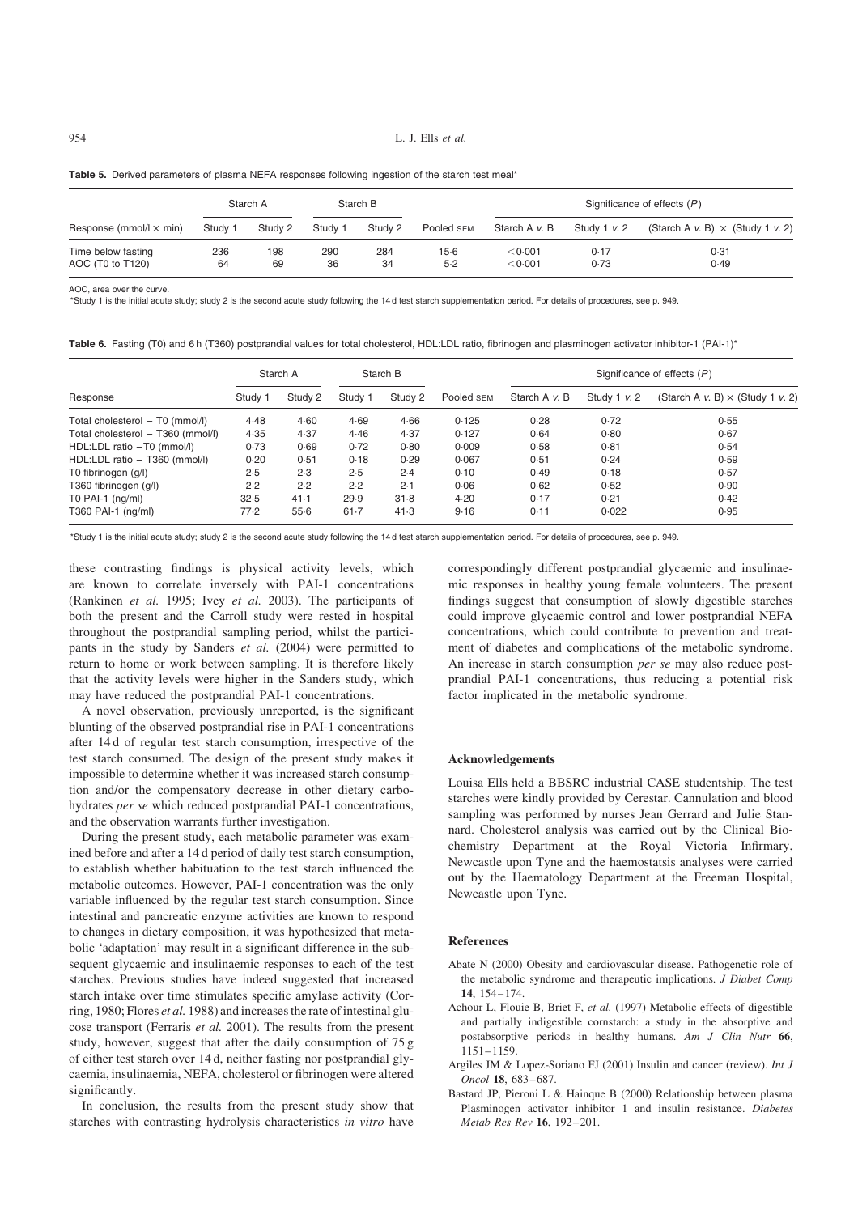**Table 5.** Derived parameters of plasma NEFA responses following ingestion of the starch test meal*

| | Starch A | | Starch B | | | Significance of effects (*P*) | | |
|---|---|---|---|---|---|---|---|---|
| Response (mmol/l × min) | Study 1 | Study 2 | Study 1 | Study 2 | Pooled SEM | Starch A *v.* B | Study 1 *v.* 2 | (Starch A *v.* B) × (Study 1 *v.* 2) |
| Time below fasting | 236 | 198 | 290 | 284 | 15·6 | <0·001 | 0·17 | 0·31 |
| AOC (T0 to T120) | 64 | 69 | 36 | 34 | 5·2 | <0·001 | 0·73 | 0·49 |

AOC, area over the curve.

*Study 1 is the initial acute study; study 2 is the second acute study following the 14 d test starch supplementation period. For details of procedures, see p. 949.

**Table 6.** Fasting (T0) and 6 h (T360) postprandial values for total cholesterol, HDL:LDL ratio, fibrinogen and plasminogen activator inhibitor-1 (PAI-1)*

| | Starch A | | Starch B | | | Significance of effects (*P*) | | |
|---|---|---|---|---|---|---|---|---|
| Response | Study 1 | Study 2 | Study 1 | Study 2 | Pooled SEM | Starch A *v.* B | Study 1 *v.* 2 | (Starch A *v.* B) × (Study 1 *v.* 2) |
| Total cholesterol – T0 (mmol/l) | 4·48 | 4·60 | 4·69 | 4·66 | 0·125 | 0·28 | 0·72 | 0·55 |
| Total cholesterol – T360 (mmol/l) | 4·35 | 4·37 | 4·46 | 4·37 | 0·127 | 0·64 | 0·80 | 0·67 |
| HDL:LDL ratio –T0 (mmol/l) | 0·73 | 0·69 | 0·72 | 0·80 | 0·009 | 0·58 | 0·81 | 0·54 |
| HDL:LDL ratio – T360 (mmol/l) | 0·20 | 0·51 | 0·18 | 0·29 | 0·067 | 0·51 | 0·24 | 0·59 |
| T0 fibrinogen (g/l) | 2·5 | 2·3 | 2·5 | 2·4 | 0·10 | 0·49 | 0·18 | 0·57 |
| T360 fibrinogen (g/l) | 2·2 | 2·2 | 2·2 | 2·1 | 0·06 | 0·62 | 0·52 | 0·90 |
| T0 PAI-1 (ng/ml) | 32·5 | 41·1 | 29·9 | 31·8 | 4·20 | 0·17 | 0·21 | 0·42 |
| T360 PAI-1 (ng/ml) | 77·2 | 55·6 | 61·7 | 41·3 | 9·16 | 0·11 | 0·022 | 0·95 |

*Study 1 is the initial acute study; study 2 is the second acute study following the 14 d test starch supplementation period. For details of procedures, see p. 949.

these contrasting findings is physical activity levels, which are known to correlate inversely with PAI-1 concentrations (Rankinen *et al.* 1995; Ivey *et al.* 2003). The participants of both the present and the Carroll study were rested in hospital throughout the postprandial sampling period, whilst the participants in the study by Sanders *et al.* (2004) were permitted to return to home or work between sampling. It is therefore likely that the activity levels were higher in the Sanders study, which may have reduced the postprandial PAI-1 concentrations.

A novel observation, previously unreported, is the significant blunting of the observed postprandial rise in PAI-1 concentrations after 14 d of regular test starch consumption, irrespective of the test starch consumed. The design of the present study makes it impossible to determine whether it was increased starch consumption and/or the compensatory decrease in other dietary carbohydrates *per se* which reduced postprandial PAI-1 concentrations, and the observation warrants further investigation.

During the present study, each metabolic parameter was examined before and after a 14 d period of daily test starch consumption, to establish whether habituation to the test starch influenced the metabolic outcomes. However, PAI-1 concentration was the only variable influenced by the regular test starch consumption. Since intestinal and pancreatic enzyme activities are known to respond to changes in dietary composition, it was hypothesized that metabolic 'adaptation' may result in a significant difference in the subsequent glycaemic and insulinaemic responses to each of the test starches. Previous studies have indeed suggested that increased starch intake over time stimulates specific amylase activity (Corring, 1980; Flores *et al.* 1988) and increases the rate of intestinal glucose transport (Ferraris *et al.* 2001). The results from the present study, however, suggest that after the daily consumption of 75 g of either test starch over 14 d, neither fasting nor postprandial glycaemia, insulinaemia, NEFA, cholesterol or fibrinogen were altered significantly.

In conclusion, the results from the present study show that starches with contrasting hydrolysis characteristics *in vitro* have correspondingly different postprandial glycaemic and insulinaemic responses in healthy young female volunteers. The present findings suggest that consumption of slowly digestible starches could improve glycaemic control and lower postprandial NEFA concentrations, which could contribute to prevention and treatment of diabetes and complications of the metabolic syndrome. An increase in starch consumption *per se* may also reduce postprandial PAI-1 concentrations, thus reducing a potential risk factor implicated in the metabolic syndrome.

## Acknowledgements

Louisa Ells held a BBSRC industrial CASE studentship. The test starches were kindly provided by Cerestar. Cannulation and blood sampling was performed by nurses Jean Gerrard and Julie Stannard. Cholesterol analysis was carried out by the Clinical Biochemistry Department at the Royal Victoria Infirmary, Newcastle upon Tyne and the haemostatsis analyses were carried out by the Haematology Department at the Freeman Hospital, Newcastle upon Tyne.

## References

Abate N (2000) Obesity and cardiovascular disease. Pathogenetic role of the metabolic syndrome and therapeutic implications. *J Diabet Comp* **14**, 154–174.

Achour L, Flouie B, Briet F, *et al.* (1997) Metabolic effects of digestible and partially indigestible cornstarch: a study in the absorptive and postabsorptive periods in healthy humans. *Am J Clin Nutr* **66**, 1151–1159.

Argiles JM & Lopez-Soriano FJ (2001) Insulin and cancer (review). *Int J Oncol* **18**, 683–687.

Bastard JP, Pieroni L & Hainque B (2000) Relationship between plasma Plasminogen activator inhibitor 1 and insulin resistance. *Diabetes Metab Res Rev* **16**, 192–201.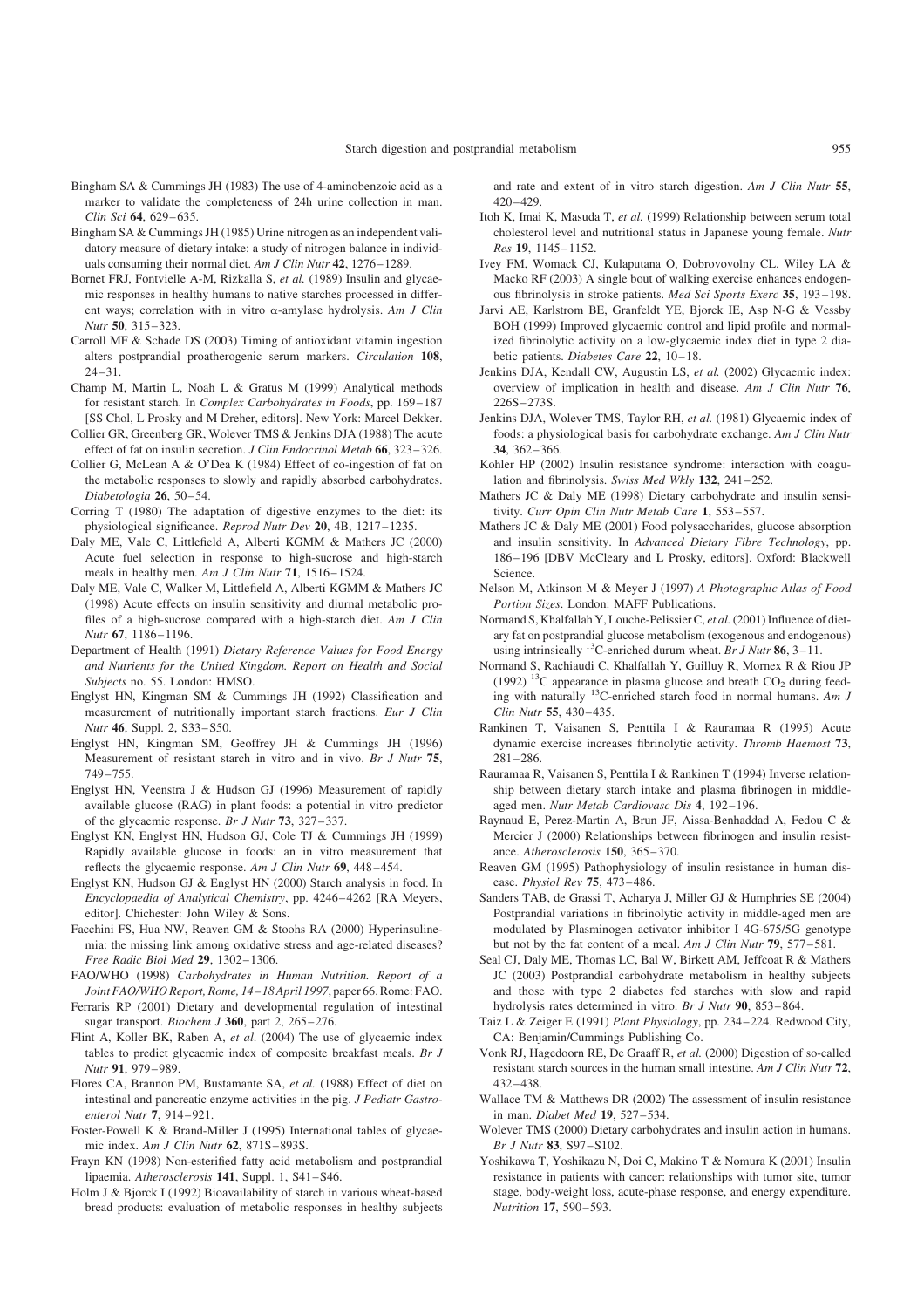Bingham SA & Cummings JH (1983) The use of 4-aminobenzoic acid as a marker to validate the completeness of 24h urine collection in man. *Clin Sci* **64**, 629–635.

Bingham SA & Cummings JH (1985) Urine nitrogen as an independent validatory measure of dietary intake: a study of nitrogen balance in individuals consuming their normal diet. *Am J Clin Nutr* **42**, 1276–1289.

Bornet FRJ, Fontvielle A-M, Rizkalla S, *et al.* (1989) Insulin and glycaemic responses in healthy humans to native starches processed in different ways; correlation with in vitro α-amylase hydrolysis. *Am J Clin Nutr* **50**, 315–323.

Carroll MF & Schade DS (2003) Timing of antioxidant vitamin ingestion alters postprandial proatherogenic serum markers. *Circulation* **108**, 24–31.

Champ M, Martin L, Noah L & Gratus M (1999) Analytical methods for resistant starch. In *Complex Carbohydrates in Foods*, pp. 169–187 [SS Chol, L Prosky and M Dreher, editors]. New York: Marcel Dekker.

Collier GR, Greenberg GR, Wolever TMS & Jenkins DJA (1988) The acute effect of fat on insulin secretion. *J Clin Endocrinol Metab* **66**, 323–326.

Collier G, McLean A & O'Dea K (1984) Effect of co-ingestion of fat on the metabolic responses to slowly and rapidly absorbed carbohydrates. *Diabetologia* **26**, 50–54.

Corring T (1980) The adaptation of digestive enzymes to the diet: its physiological significance. *Reprod Nutr Dev* **20**, 4B, 1217–1235.

Daly ME, Vale C, Littlefield A, Alberti KGMM & Mathers JC (2000) Acute fuel selection in response to high-sucrose and high-starch meals in healthy men. *Am J Clin Nutr* **71**, 1516–1524.

Daly ME, Vale C, Walker M, Littlefield A, Alberti KGMM & Mathers JC (1998) Acute effects on insulin sensitivity and diurnal metabolic profiles of a high-sucrose compared with a high-starch diet. *Am J Clin Nutr* **67**, 1186–1196.

Department of Health (1991) *Dietary Reference Values for Food Energy and Nutrients for the United Kingdom. Report on Health and Social Subjects* no. 55. London: HMSO.

Englyst HN, Kingman SM & Cummings JH (1992) Classification and measurement of nutritionally important starch fractions. *Eur J Clin Nutr* **46**, Suppl. 2, S33–S50.

Englyst HN, Kingman SM, Geoffrey JH & Cummings JH (1996) Measurement of resistant starch in vitro and in vivo. *Br J Nutr* **75**, 749–755.

Englyst HN, Veenstra J & Hudson GJ (1996) Measurement of rapidly available glucose (RAG) in plant foods: a potential in vitro predictor of the glycaemic response. *Br J Nutr* **73**, 327–337.

Englyst KN, Englyst HN, Hudson GJ, Cole TJ & Cummings JH (1999) Rapidly available glucose in foods: an in vitro measurement that reflects the glycaemic response. *Am J Clin Nutr* **69**, 448–454.

Englyst KN, Hudson GJ & Englyst HN (2000) Starch analysis in food. In *Encyclopaedia of Analytical Chemistry*, pp. 4246–4262 [RA Meyers, editor]. Chichester: John Wiley & Sons.

Facchini FS, Hua NW, Reaven GM & Stoohs RA (2000) Hyperinsulinemia: the missing link among oxidative stress and age-related diseases? *Free Radic Biol Med* **29**, 1302–1306.

FAO/WHO (1998) *Carbohydrates in Human Nutrition. Report of a Joint FAO/WHO Report, Rome, 14–18 April 1997*, paper 66. Rome: FAO.

Ferraris RP (2001) Dietary and developmental regulation of intestinal sugar transport. *Biochem J* **360**, part 2, 265–276.

Flint A, Koller BK, Raben A, *et al.* (2004) The use of glycaemic index tables to predict glycaemic index of composite breakfast meals. *Br J Nutr* **91**, 979–989.

Flores CA, Brannon PM, Bustamante SA, *et al.* (1988) Effect of diet on intestinal and pancreatic enzyme activities in the pig. *J Pediatr Gastroenterol Nutr* **7**, 914–921.

Foster-Powell K & Brand-Miller J (1995) International tables of glycaemic index. *Am J Clin Nutr* **62**, 871S–893S.

Frayn KN (1998) Non-esterified fatty acid metabolism and postprandial lipaemia. *Atherosclerosis* **141**, Suppl. 1, S41–S46.

Holm J & Bjorck I (1992) Bioavailability of starch in various wheat-based bread products: evaluation of metabolic responses in healthy subjects and rate and extent of in vitro starch digestion. *Am J Clin Nutr* **55**, 420–429.

Itoh K, Imai K, Masuda T, *et al.* (1999) Relationship between serum total cholesterol level and nutritional status in Japanese young female. *Nutr Res* **19**, 1145–1152.

Ivey FM, Womack CJ, Kulaputana O, Dobrovovolny CL, Wiley LA & Macko RF (2003) A single bout of walking exercise enhances endogenous fibrinolysis in stroke patients. *Med Sci Sports Exerc* **35**, 193–198.

Jarvi AE, Karlstrom BE, Granfeldt YE, Bjorck IE, Asp N-G & Vessby BOH (1999) Improved glycaemic control and lipid profile and normalized fibrinolytic activity on a low-glycaemic index diet in type 2 diabetic patients. *Diabetes Care* **22**, 10–18.

Jenkins DJA, Kendall CW, Augustin LS, *et al.* (2002) Glycaemic index: overview of implication in health and disease. *Am J Clin Nutr* **76**, 226S–273S.

Jenkins DJA, Wolever TMS, Taylor RH, *et al.* (1981) Glycaemic index of foods: a physiological basis for carbohydrate exchange. *Am J Clin Nutr* **34**, 362–366.

Kohler HP (2002) Insulin resistance syndrome: interaction with coagulation and fibrinolysis. *Swiss Med Wkly* **132**, 241–252.

Mathers JC & Daly ME (1998) Dietary carbohydrate and insulin sensitivity. *Curr Opin Clin Nutr Metab Care* **1**, 553–557.

Mathers JC & Daly ME (2001) Food polysaccharides, glucose absorption and insulin sensitivity. In *Advanced Dietary Fibre Technology*, pp. 186–196 [DBV McCleary and L Prosky, editors]. Oxford: Blackwell Science.

Nelson M, Atkinson M & Meyer J (1997) *A Photographic Atlas of Food Portion Sizes*. London: MAFF Publications.

Normand S, Khalfallah Y, Louche-Pelissier C, *et al.* (2001) Influence of dietary fat on postprandial glucose metabolism (exogenous and endogenous) using intrinsically $^{13}$C-enriched durum wheat. *Br J Nutr* **86**, 3–11.

Normand S, Rachiaudi C, Khalfallah Y, Guilluy R, Mornex R & Riou JP (1992) $^{13}$C appearance in plasma glucose and breath $CO_2$ during feeding with naturally $^{13}$C-enriched starch food in normal humans. *Am J Clin Nutr* **55**, 430–435.

Rankinen T, Vaisanen S, Penttila I & Rauramaa R (1995) Acute dynamic exercise increases fibrinolytic activity. *Thromb Haemost* **73**, 281–286.

Rauramaa R, Vaisanen S, Penttila I & Rankinen T (1994) Inverse relationship between dietary starch intake and plasma fibrinogen in middle-aged men. *Nutr Metab Cardiovasc Dis* **4**, 192–196.

Raynaud E, Perez-Martin A, Brun JF, Aissa-Benhaddad A, Fedou C & Mercier J (2000) Relationships between fibrinogen and insulin resistance. *Atherosclerosis* **150**, 365–370.

Reaven GM (1995) Pathophysiology of insulin resistance in human disease. *Physiol Rev* **75**, 473–486.

Sanders TAB, de Grassi T, Acharya J, Miller GJ & Humphries SE (2004) Postprandial variations in fibrinolytic activity in middle-aged men are modulated by Plasminogen activator inhibitor I 4G-675/5G genotype but not by the fat content of a meal. *Am J Clin Nutr* **79**, 577–581.

Seal CJ, Daly ME, Thomas LC, Bal W, Birkett AM, Jeffcoat R & Mathers JC (2003) Postprandial carbohydrate metabolism in healthy subjects and those with type 2 diabetes fed starches with slow and rapid hydrolysis rates determined in vitro. *Br J Nutr* **90**, 853–864.

Taiz L & Zeiger E (1991) *Plant Physiology*, pp. 234–224. Redwood City, CA: Benjamin/Cummings Publishing Co.

Vonk RJ, Hagedoorn RE, De Graaff R, *et al.* (2000) Digestion of so-called resistant starch sources in the human small intestine. *Am J Clin Nutr* **72**, 432–438.

Wallace TM & Matthews DR (2002) The assessment of insulin resistance in man. *Diabet Med* **19**, 527–534.

Wolever TMS (2000) Dietary carbohydrates and insulin action in humans. *Br J Nutr* **83**, S97–S102.

Yoshikawa T, Yoshikazu N, Doi C, Makino T & Nomura K (2001) Insulin resistance in patients with cancer: relationships with tumor site, tumor stage, body-weight loss, acute-phase response, and energy expenditure. *Nutrition* **17**, 590–593.